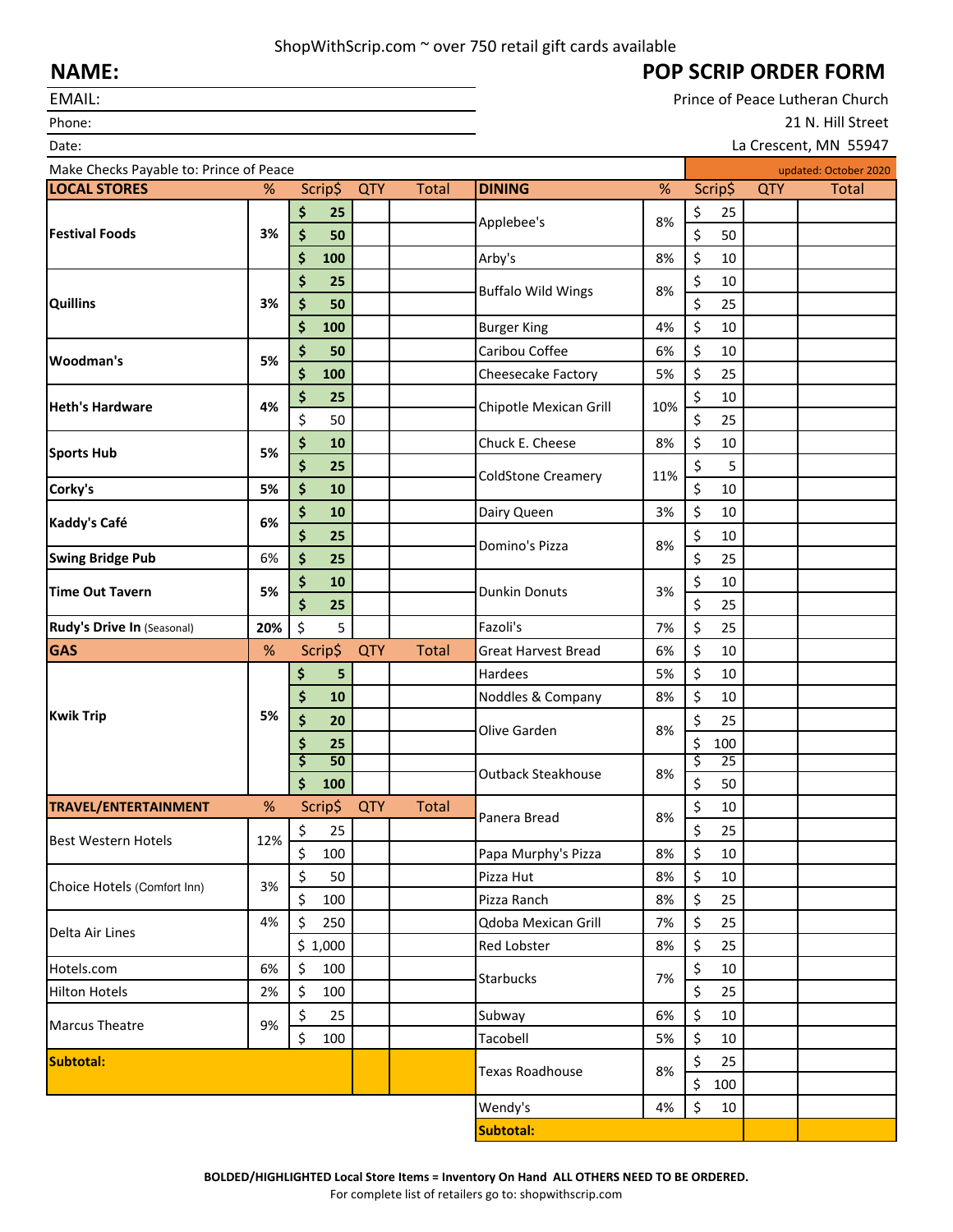ShopWithScrip.com ~ over 750 retail gift cards available

**NAME:**

**POP SCRIP ORDER FORM**

EMAIL:

Prince of Peace Lutheran Church

Phone:

21 N. Hill Street

Date:

La Crescent, MN 55947

Make Checks Payable to: Prince of Peace

updated: October 2020

| LOCAL STORES | % | Scrip$ | QTY | Total |
|---|---|---|---|---|
| **Festival Foods** | **3%** | **$ 25** | | |
| | | **$ 50** | | |
| | | **$ 100** | | |
| **Quillins** | **3%** | **$ 25** | | |
| | | **$ 50** | | |
| | | **$ 100** | | |
| **Woodman's** | **5%** | **$ 50** | | |
| | | **$ 100** | | |
| **Heth's Hardware** | **4%** | **$ 25** | | |
| | | $ 50 | | |
| **Sports Hub** | **5%** | **$ 10** | | |
| | | **$ 25** | | |
| **Corky's** | **5%** | **$ 10** | | |
| **Kaddy's Café** | **6%** | **$ 10** | | |
| | | **$ 25** | | |
| **Swing Bridge Pub** | 6% | **$ 25** | | |
| **Time Out Tavern** | **5%** | **$ 10** | | |
| | | **$ 25** | | |
| **Rudy's Drive In** (Seasonal) | **20%** | $ 5 | | |

| GAS | % | Scrip$ | QTY | Total |
|---|---|---|---|---|
| **Kwik Trip** | **5%** | **$ 5** | | |
| | | **$ 10** | | |
| | | **$ 20** | | |
| | | **$ 25** | | |
| | | **$ 50** | | |
| | | **$ 100** | | |

| TRAVEL/ENTERTAINMENT | % | Scrip$ | QTY | Total |
|---|---|---|---|---|
| Best Western Hotels | 12% | $ 25 | | |
| | | $ 100 | | |
| Choice Hotels (Comfort Inn) | 3% | $ 50 | | |
| | | $ 100 | | |
| Delta Air Lines | 4% | $ 250 | | |
| | | $ 1,000 | | |
| Hotels.com | 6% | $ 100 | | |
| Hilton Hotels | 2% | $ 100 | | |
| Marcus Theatre | 9% | $ 25 | | |
| | | $ 100 | | |
| **Subtotal:** | | | | |

| DINING | % | Scrip$ | QTY | Total |
|---|---|---|---|---|
| Applebee's | 8% | $ 25 | | |
| | | $ 50 | | |
| Arby's | 8% | $ 10 | | |
| Buffalo Wild Wings | 8% | $ 10 | | |
| | | $ 25 | | |
| Burger King | 4% | $ 10 | | |
| Caribou Coffee | 6% | $ 10 | | |
| Cheesecake Factory | 5% | $ 25 | | |
| Chipotle Mexican Grill | 10% | $ 10 | | |
| | | $ 25 | | |
| Chuck E. Cheese | 8% | $ 10 | | |
| ColdStone Creamery | 11% | $ 5 | | |
| | | $ 10 | | |
| Dairy Queen | 3% | $ 10 | | |
| Domino's Pizza | 8% | $ 10 | | |
| | | $ 25 | | |
| Dunkin Donuts | 3% | $ 10 | | |
| | | $ 25 | | |
| Fazoli's | 7% | $ 25 | | |
| Great Harvest Bread | 6% | $ 10 | | |
| Hardees | 5% | $ 10 | | |
| Noddles & Company | 8% | $ 10 | | |
| Olive Garden | 8% | $ 25 | | |
| | | $ 100 | | |
| Outback Steakhouse | 8% | $ 25 | | |
| | | $ 50 | | |
| Panera Bread | 8% | $ 10 | | |
| | | $ 25 | | |
| Papa Murphy's Pizza | 8% | $ 10 | | |
| Pizza Hut | 8% | $ 10 | | |
| Pizza Ranch | 8% | $ 25 | | |
| Qdoba Mexican Grill | 7% | $ 25 | | |
| Red Lobster | 8% | $ 25 | | |
| Starbucks | 7% | $ 10 | | |
| | | $ 25 | | |
| Subway | 6% | $ 10 | | |
| Tacobell | 5% | $ 10 | | |
| Texas Roadhouse | 8% | $ 25 | | |
| | | $ 100 | | |
| Wendy's | 4% | $ 10 | | |
| **Subtotal:** | | | | |

**BOLDED/HIGHLIGHTED Local Store Items = Inventory On Hand ALL OTHERS NEED TO BE ORDERED.**

For complete list of retailers go to: shopwithscrip.com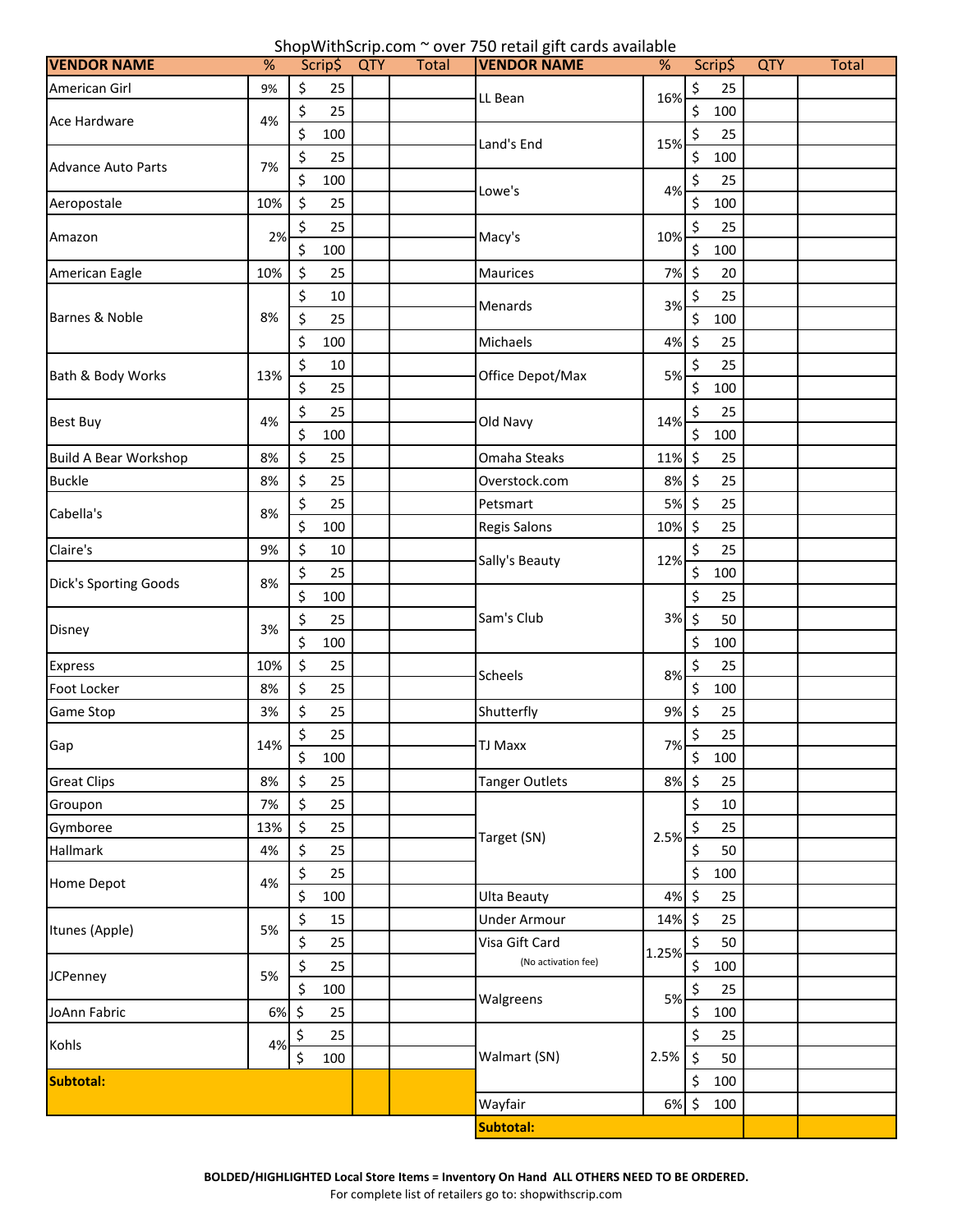ShopWithScrip.com ~ over 750 retail gift cards available

| VENDOR NAME | % | Scrip$ | QTY | Total |
|---|---|---|---|---|
| American Girl | 9% | $ 25 | | |
| Ace Hardware | 4% | $ 25 | | |
| | | $ 100 | | |
| Advance Auto Parts | 7% | $ 25 | | |
| | | $ 100 | | |
| Aeropostale | 10% | $ 25 | | |
| Amazon | 2% | $ 25 | | |
| | | $ 100 | | |
| American Eagle | 10% | $ 25 | | |
| Barnes & Noble | 8% | $ 10 | | |
| | | $ 25 | | |
| | | $ 100 | | |
| Bath & Body Works | 13% | $ 10 | | |
| | | $ 25 | | |
| Best Buy | 4% | $ 25 | | |
| | | $ 100 | | |
| Build A Bear Workshop | 8% | $ 25 | | |
| Buckle | 8% | $ 25 | | |
| Cabella's | 8% | $ 25 | | |
| | | $ 100 | | |
| Claire's | 9% | $ 10 | | |
| Dick's Sporting Goods | 8% | $ 25 | | |
| | | $ 100 | | |
| Disney | 3% | $ 25 | | |
| | | $ 100 | | |
| Express | 10% | $ 25 | | |
| Foot Locker | 8% | $ 25 | | |
| Game Stop | 3% | $ 25 | | |
| Gap | 14% | $ 25 | | |
| | | $ 100 | | |
| Great Clips | 8% | $ 25 | | |
| Groupon | 7% | $ 25 | | |
| Gymboree | 13% | $ 25 | | |
| Hallmark | 4% | $ 25 | | |
| Home Depot | 4% | $ 25 | | |
| | | $ 100 | | |
| Itunes (Apple) | 5% | $ 15 | | |
| | | $ 25 | | |
| JCPenney | 5% | $ 25 | | |
| | | $ 100 | | |
| JoAnn Fabric | 6% | $ 25 | | |
| Kohls | 4% | $ 25 | | |
| | | $ 100 | | |
| **Subtotal:** | | | | |

| VENDOR NAME | % | Scrip$ | QTY | Total |
|---|---|---|---|---|
| LL Bean | 16% | $ 25 | | |
| | | $ 100 | | |
| Land's End | 15% | $ 25 | | |
| | | $ 100 | | |
| Lowe's | 4% | $ 25 | | |
| | | $ 100 | | |
| Macy's | 10% | $ 25 | | |
| | | $ 100 | | |
| Maurices | 7% | $ 20 | | |
| Menards | 3% | $ 25 | | |
| | | $ 100 | | |
| Michaels | 4% | $ 25 | | |
| Office Depot/Max | 5% | $ 25 | | |
| | | $ 100 | | |
| Old Navy | 14% | $ 25 | | |
| | | $ 100 | | |
| Omaha Steaks | 11% | $ 25 | | |
| Overstock.com | 8% | $ 25 | | |
| Petsmart | 5% | $ 25 | | |
| Regis Salons | 10% | $ 25 | | |
| Sally's Beauty | 12% | $ 25 | | |
| | | $ 100 | | |
| Sam's Club | 3% | $ 25 | | |
| | | $ 50 | | |
| | | $ 100 | | |
| Scheels | 8% | $ 25 | | |
| | | $ 100 | | |
| Shutterfly | 9% | $ 25 | | |
| TJ Maxx | 7% | $ 25 | | |
| | | $ 100 | | |
| Tanger Outlets | 8% | $ 25 | | |
| Target (SN) | 2.5% | $ 10 | | |
| | | $ 25 | | |
| | | $ 50 | | |
| | | $ 100 | | |
| Ulta Beauty | 4% | $ 25 | | |
| Under Armour | 14% | $ 25 | | |
| Visa Gift Card (No activation fee) | 1.25% | $ 50 | | |
| | | $ 100 | | |
| Walgreens | 5% | $ 25 | | |
| | | $ 100 | | |
| Walmart (SN) | 2.5% | $ 25 | | |
| | | $ 50 | | |
| | | $ 100 | | |
| Wayfair | 6% | $ 100 | | |
| **Subtotal:** | | | | |

**BOLDED/HIGHLIGHTED Local Store Items = Inventory On Hand ALL OTHERS NEED TO BE ORDERED.**

For complete list of retailers go to: shopwithscrip.com